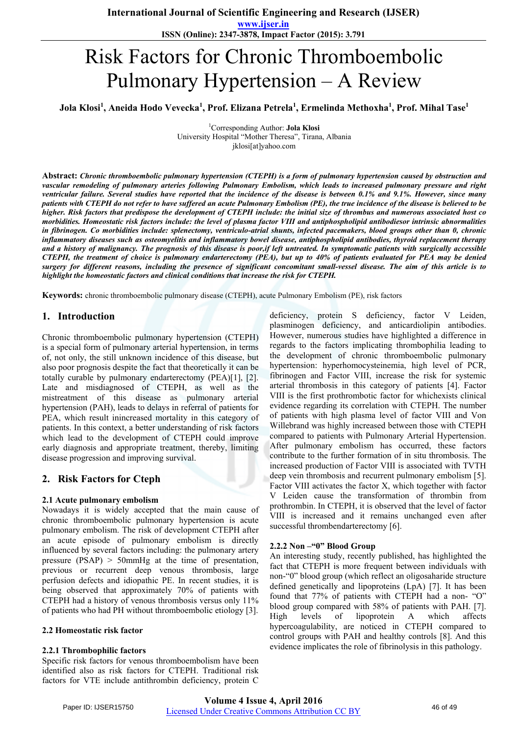# Risk Factors for Chronic Thromboembolic Pulmonary Hypertension – A Review

**Jola Klosi[1], Aneida Hodo Vevecka[1], Prof. Elizana Petrela[1], Ermelinda Methoxha[1], Prof. Mihal Tase[1]**

[1]Corresponding Author: **Jola Klosi**
University Hospital "Mother Theresa", Tirana, Albania
jklosi[at]yahoo.com

**Abstract:** ***Chronic thromboembolic pulmonary hypertension (CTEPH) is a form of pulmonary hypertension caused by obstruction and vascular remodeling of pulmonary arteries following Pulmonary Embolism, which leads to increased pulmonary pressure and right ventricular failure. Several studies have reported that the incidence of the disease is between 0.1% and 9.1%. However, since many patients with CTEPH do not refer to have suffered an acute Pulmonary Embolism (PE), the true incidence of the disease is believed to be higher. Risk factors that predispose the development of CTEPH include: the initial size of thrombus and numerous associated host co morbidities. Homeostatic risk factors include: the level of plasma factor VIII and antiphospholipid antibodiesor intrinsic abnormalities in fibrinogen. Co morbidities include: splenectomy, ventriculo-atrial shunts, infected pacemakers, blood groups other than 0, chronic inflammatory diseases such as osteomyelitis and inflammatory bowel disease, antiphospholipid antibodies, thyroid replacement therapy and a history of malignancy. The prognosis of this disease is poor,if left untreated. In symptomatic patients with surgically accessible CTEPH, the treatment of choice is pulmonary endarterectomy (PEA), but up to 40% of patients evaluated for PEA may be denied surgery for different reasons, including the presence of significant concomitant small-vessel disease. The aim of this article is to highlight the homeostatic factors and clinical conditions that increase the risk for CTEPH.***

**Keywords:** chronic thromboembolic pulmonary disease (CTEPH), acute Pulmonary Embolism (PE), risk factors

## 1. Introduction

Chronic thromboembolic pulmonary hypertension (CTEPH) is a special form of pulmonary arterial hypertension, in terms of, not only, the still unknown incidence of this disease, but also poor prognosis despite the fact that theoretically it can be totally curable by pulmonary endarterectomy (PEA)[1], [2]. Late and misdiagnosed of CTEPH, as well as the mistreatment of this disease as pulmonary arterial hypertension (PAH), leads to delays in referral of patients for PEA, which result inincreased mortality in this category of patients. In this context, a better understanding of risk factors which lead to the development of CTEPH could improve early diagnosis and appropriate treatment, thereby, limiting disease progression and improving survival.

## 2. Risk Factors for Cteph

### 2.1 Acute pulmonary embolism

Nowadays it is widely accepted that the main cause of chronic thromboembolic pulmonary hypertension is acute pulmonary embolism. The risk of development CTEPH after an acute episode of pulmonary embolism is directly influenced by several factors including: the pulmonary artery pressure (PSAP) > 50mmHg at the time of presentation, previous or recurrent deep venous thrombosis, large perfusion defects and idiopathic PE. In recent studies, it is being observed that approximately 70% of patients with CTEPH had a history of venous thrombosis versus only 11% of patients who had PH without thromboembolic etiology [3].

### 2.2 Homeostatic risk factor

#### 2.2.1 Thrombophilic factors

Specific risk factors for venous thromboembolism have been identified also as risk factors for CTEPH. Traditional risk factors for VTE include antithrombin deficiency, protein C deficiency, protein S deficiency, factor V Leiden, plasminogen deficiency, and anticardiolipin antibodies. However, numerous studies have highlighted a difference in regards to the factors implicating thrombophilia leading to the development of chronic thromboembolic pulmonary hypertension: hyperhomocysteinemia, high level of PCR, fibrinogen and Factor VIII, increase the risk for systemic arterial thrombosis in this category of patients [4]. Factor VIII is the first prothrombotic factor for whichexists clinical evidence regarding its correlation with CTEPH. The number of patients with high plasma level of factor VIII and Von Willebrand was highly increased between those with CTEPH compared to patients with Pulmonary Arterial Hypertension. After pulmonary embolism has occurred, these factors contribute to the further formation of in situ thrombosis. The increased production of Factor VIII is associated with TVTH deep vein thrombosis and recurrent pulmonary embolism [5]. Factor VIII activates the factor X, which together with factor V Leiden cause the transformation of thrombin from prothrombin. In CTEPH, it is observed that the level of factor VIII is increased and it remains unchanged even after successful thrombendarterectomy [6].

#### 2.2.2 Non –"0" Blood Group

An interesting study, recently published, has highlighted the fact that CTEPH is more frequent between individuals with non-"0" blood group (which reflect an oligosaharide structure defined genetically and lipoproteins (LpA) [7]. It has been found that 77% of patients with CTEPH had a non- "O" blood group compared with 58% of patients with PAH. [7]. High levels of lipoprotein A which affects hypercoagulability, are noticed in CTEPH compared to control groups with PAH and healthy controls [8]. And this evidence implicates the role of fibrinolysis in this pathology.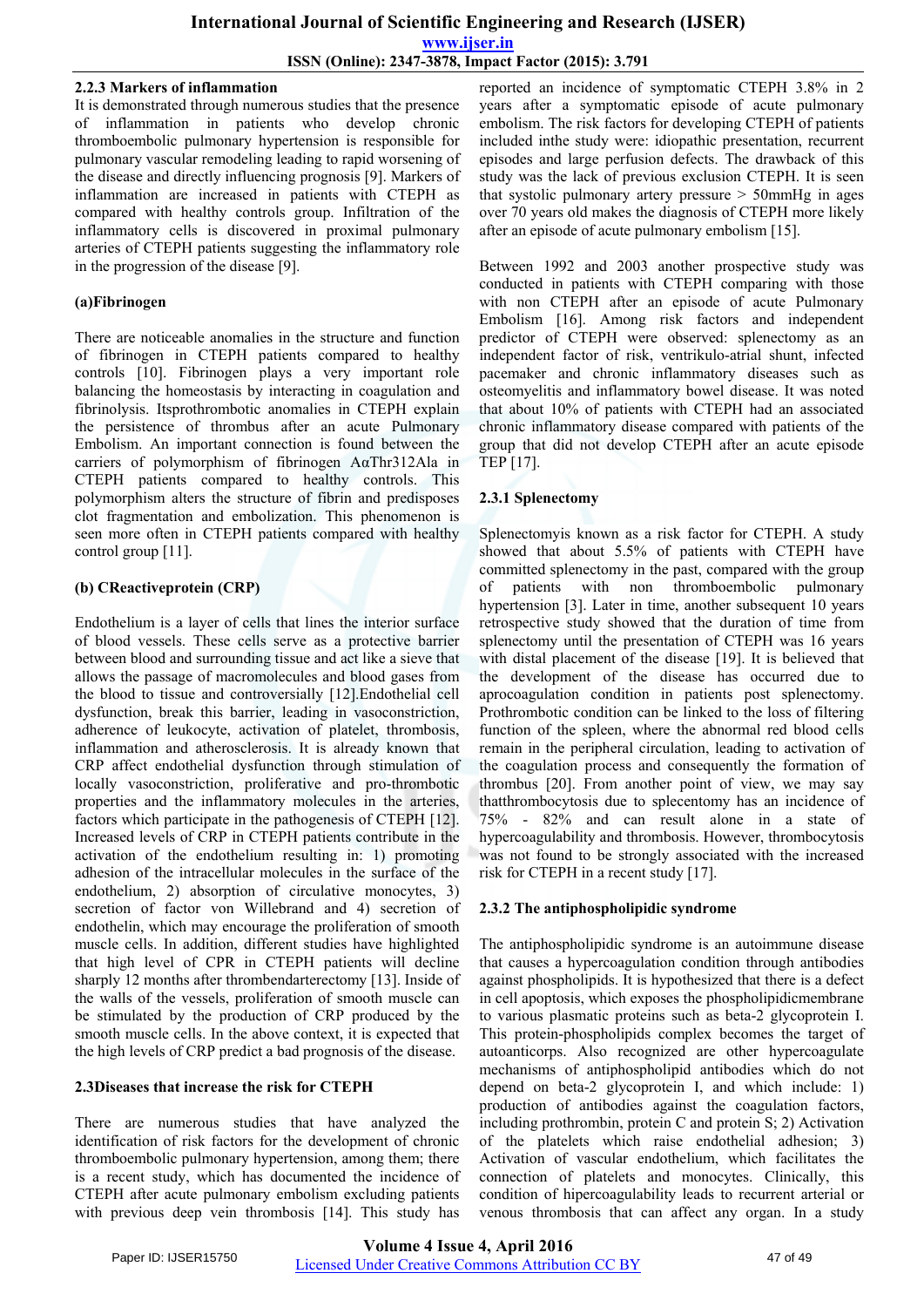#### 2.2.3 Markers of inflammation

It is demonstrated through numerous studies that the presence of inflammation in patients who develop chronic thromboembolic pulmonary hypertension is responsible for pulmonary vascular remodeling leading to rapid worsening of the disease and directly influencing prognosis [9]. Markers of inflammation are increased in patients with CTEPH as compared with healthy controls group. Infiltration of the inflammatory cells is discovered in proximal pulmonary arteries of CTEPH patients suggesting the inflammatory role in the progression of the disease [9].

**(a)Fibrinogen**

There are noticeable anomalies in the structure and function of fibrinogen in CTEPH patients compared to healthy controls [10]. Fibrinogen plays a very important role balancing the homeostasis by interacting in coagulation and fibrinolysis. Itsprothrombotic anomalies in CTEPH explain the persistence of thrombus after an acute Pulmonary Embolism. An important connection is found between the carriers of polymorphism of fibrinogen AαThr312Ala in CTEPH patients compared to healthy controls. This polymorphism alters the structure of fibrin and predisposes clot fragmentation and embolization. This phenomenon is seen more often in CTEPH patients compared with healthy control group [11].

**(b) CReactiveprotein (CRP)**

Endothelium is a layer of cells that lines the interior surface of blood vessels. These cells serve as a protective barrier between blood and surrounding tissue and act like a sieve that allows the passage of macromolecules and blood gases from the blood to tissue and controversially [12].Endothelial cell dysfunction, break this barrier, leading in vasoconstriction, adherence of leukocyte, activation of platelet, thrombosis, inflammation and atherosclerosis. It is already known that CRP affect endothelial dysfunction through stimulation of locally vasoconstriction, proliferative and pro-thrombotic properties and the inflammatory molecules in the arteries, factors which participate in the pathogenesis of CTEPH [12]. Increased levels of CRP in CTEPH patients contribute in the activation of the endothelium resulting in: 1) promoting adhesion of the intracellular molecules in the surface of the endothelium, 2) absorption of circulative monocytes, 3) secretion of factor von Willebrand and 4) secretion of endothelin, which may encourage the proliferation of smooth muscle cells. In addition, different studies have highlighted that high level of CPR in CTEPH patients will decline sharply 12 months after thrombendarterectomy [13]. Inside of the walls of the vessels, proliferation of smooth muscle can be stimulated by the production of CRP produced by the smooth muscle cells. In the above context, it is expected that the high levels of CRP predict a bad prognosis of the disease.

### 2.3Diseases that increase the risk for CTEPH

There are numerous studies that have analyzed the identification of risk factors for the development of chronic thromboembolic pulmonary hypertension, among them; there is a recent study, which has documented the incidence of CTEPH after acute pulmonary embolism excluding patients with previous deep vein thrombosis [14]. This study has reported an incidence of symptomatic CTEPH 3.8% in 2 years after a symptomatic episode of acute pulmonary embolism. The risk factors for developing CTEPH of patients included inthe study were: idiopathic presentation, recurrent episodes and large perfusion defects. The drawback of this study was the lack of previous exclusion CTEPH. It is seen that systolic pulmonary artery pressure > 50mmHg in ages over 70 years old makes the diagnosis of CTEPH more likely after an episode of acute pulmonary embolism [15].

Between 1992 and 2003 another prospective study was conducted in patients with CTEPH comparing with those with non CTEPH after an episode of acute Pulmonary Embolism [16]. Among risk factors and independent predictor of CTEPH were observed: splenectomy as an independent factor of risk, ventrikulo-atrial shunt, infected pacemaker and chronic inflammatory diseases such as osteomyelitis and inflammatory bowel disease. It was noted that about 10% of patients with CTEPH had an associated chronic inflammatory disease compared with patients of the group that did not develop CTEPH after an acute episode TEP [17].

#### 2.3.1 Splenectomy

Splenectomyis known as a risk factor for CTEPH. A study showed that about 5.5% of patients with CTEPH have committed splenectomy in the past, compared with the group of patients with non thromboembolic pulmonary hypertension [3]. Later in time, another subsequent 10 years retrospective study showed that the duration of time from splenectomy until the presentation of CTEPH was 16 years with distal placement of the disease [19]. It is believed that the development of the disease has occurred due to aprocoagulation condition in patients post splenectomy. Prothrombotic condition can be linked to the loss of filtering function of the spleen, where the abnormal red blood cells remain in the peripheral circulation, leading to activation of the coagulation process and consequently the formation of thrombus [20]. From another point of view, we may say thatthrombocytosis due to splecentomy has an incidence of 75% - 82% and can result alone in a state of hypercoagulability and thrombosis. However, thrombocytosis was not found to be strongly associated with the increased risk for CTEPH in a recent study [17].

#### 2.3.2 The antiphospholipidic syndrome

The antiphospholipidic syndrome is an autoimmune disease that causes a hypercoagulation condition through antibodies against phospholipids. It is hypothesized that there is a defect in cell apoptosis, which exposes the phospholipidicmembrane to various plasmatic proteins such as beta-2 glycoprotein I. This protein-phospholipids complex becomes the target of autoanticorps. Also recognized are other hypercoagulate mechanisms of antiphospholipid antibodies which do not depend on beta-2 glycoprotein I, and which include: 1) production of antibodies against the coagulation factors, including prothrombin, protein C and protein S; 2) Activation of the platelets which raise endothelial adhesion; 3) Activation of vascular endothelium, which facilitates the connection of platelets and monocytes. Clinically, this condition of hipercoagulability leads to recurrent arterial or venous thrombosis that can affect any organ. In a study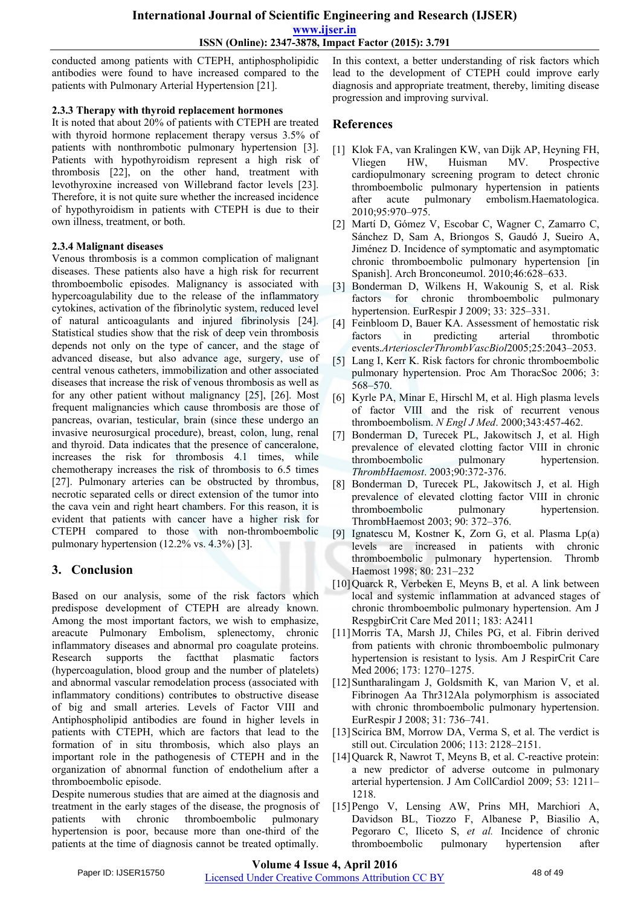conducted among patients with CTEPH, antiphospholipidic antibodies were found to have increased compared to the patients with Pulmonary Arterial Hypertension [21].

#### 2.3.3 Therapy with thyroid replacement hormones

It is noted that about 20% of patients with CTEPH are treated with thyroid hormone replacement therapy versus 3.5% of patients with nonthrombotic pulmonary hypertension [3]. Patients with hypothyroidism represent a high risk of thrombosis [22], on the other hand, treatment with levothyroxine increased von Willebrand factor levels [23]. Therefore, it is not quite sure whether the increased incidence of hypothyroidism in patients with CTEPH is due to their own illness, treatment, or both.

#### 2.3.4 Malignant diseases

Venous thrombosis is a common complication of malignant diseases. These patients also have a high risk for recurrent thromboembolic episodes. Malignancy is associated with hypercoagulability due to the release of the inflammatory cytokines, activation of the fibrinolytic system, reduced level of natural anticoagulants and injured fibrinolysis [24]. Statistical studies show that the risk of deep vein thrombosis depends not only on the type of cancer, and the stage of advanced disease, but also advance age, surgery, use of central venous catheters, immobilization and other associated diseases that increase the risk of venous thrombosis as well as for any other patient without malignancy [25], [26]. Most frequent malignancies which cause thrombosis are those of pancreas, ovarian, testicular, brain (since these undergo an invasive neurosurgical procedure), breast, colon, lung, renal and thyroid. Data indicates that the presence of canceralone, increases the risk for thrombosis 4.1 times, while chemotherapy increases the risk of thrombosis to 6.5 times [27]. Pulmonary arteries can be obstructed by thrombus, necrotic separated cells or direct extension of the tumor into the cava vein and right heart chambers. For this reason, it is evident that patients with cancer have a higher risk for CTEPH compared to those with non-thromboembolic pulmonary hypertension (12.2% vs. 4.3%) [3].

## 3. Conclusion

Based on our analysis, some of the risk factors which predispose development of CTEPH are already known. Among the most important factors, we wish to emphasize, areacute Pulmonary Embolism, splenectomy, chronic inflammatory diseases and abnormal pro coagulate proteins. Research supports the factthat plasmatic factors (hypercoagulation, blood group and the number of platelets) and abnormal vascular remodelation process (associated with inflammatory conditions) contributes to obstructive disease of big and small arteries. Levels of Factor VIII and Antiphospholipid antibodies are found in higher levels in patients with CTEPH, which are factors that lead to the formation of in situ thrombosis, which also plays an important role in the pathogenesis of CTEPH and in the organization of abnormal function of endothelium after a thromboembolic episode.

Despite numerous studies that are aimed at the diagnosis and treatment in the early stages of the disease, the prognosis of patients with chronic thromboembolic pulmonary hypertension is poor, because more than one-third of the patients at the time of diagnosis cannot be treated optimally. In this context, a better understanding of risk factors which lead to the development of CTEPH could improve early diagnosis and appropriate treatment, thereby, limiting disease progression and improving survival.

## References

[1] Klok FA, van Kralingen KW, van Dijk AP, Heyning FH, Vliegen HW, Huisman MV. Prospective cardiopulmonary screening program to detect chronic thromboembolic pulmonary hypertension in patients after acute pulmonary embolism.Haematologica. 2010;95:970–975.

[2] Martí D, Gómez V, Escobar C, Wagner C, Zamarro C, Sánchez D, Sam A, Briongos S, Gaudó J, Sueiro A, Jiménez D. Incidence of symptomatic and asymptomatic chronic thromboembolic pulmonary hypertension [in Spanish]. Arch Bronconeumol. 2010;46:628–633.

[3] Bonderman D, Wilkens H, Wakounig S, et al. Risk factors for chronic thromboembolic pulmonary hypertension. EurRespir J 2009; 33: 325–331.

[4] Feinbloom D, Bauer KA. Assessment of hemostatic risk factors in predicting arterial thrombotic events.*ArteriosclerThrombVascBiol*2005;25:2043–2053.

[5] Lang I, Kerr K. Risk factors for chronic thromboembolic pulmonary hypertension. Proc Am ThoracSoc 2006; 3: 568–570.

[6] Kyrle PA, Minar E, Hirschl M, et al. High plasma levels of factor VIII and the risk of recurrent venous thromboembolism. *N Engl J Med*. 2000;343:457-462.

[7] Bonderman D, Turecek PL, Jakowitsch J, et al. High prevalence of elevated clotting factor VIII in chronic thromboembolic pulmonary hypertension. *ThrombHaemost*. 2003;90:372-376.

[8] Bonderman D, Turecek PL, Jakowitsch J, et al. High prevalence of elevated clotting factor VIII in chronic thromboembolic pulmonary hypertension. ThrombHaemost 2003; 90: 372–376.

[9] Ignatescu M, Kostner K, Zorn G, et al. Plasma Lp(a) levels are increased in patients with chronic thromboembolic pulmonary hypertension. Thromb Haemost 1998; 80: 231–232

[10] Quarck R, Verbeken E, Meyns B, et al. A link between local and systemic inflammation at advanced stages of chronic thromboembolic pulmonary hypertension. Am J RespgbirCrit Care Med 2011; 183: A2411

[11] Morris TA, Marsh JJ, Chiles PG, et al. Fibrin derived from patients with chronic thromboembolic pulmonary hypertension is resistant to lysis. Am J RespirCrit Care Med 2006; 173: 1270–1275.

[12] Suntharalingam J, Goldsmith K, van Marion V, et al. Fibrinogen Aa Thr312Ala polymorphism is associated with chronic thromboembolic pulmonary hypertension. EurRespir J 2008; 31: 736–741.

[13] Scirica BM, Morrow DA, Verma S, et al. The verdict is still out. Circulation 2006; 113: 2128–2151.

[14] Quarck R, Nawrot T, Meyns B, et al. C-reactive protein: a new predictor of adverse outcome in pulmonary arterial hypertension. J Am CollCardiol 2009; 53: 1211–1218.

[15] Pengo V, Lensing AW, Prins MH, Marchiori A, Davidson BL, Tiozzo F, Albanese P, Biasilio A, Pegoraro C, Iliceto S, *et al.* Incidence of chronic thromboembolic pulmonary hypertension after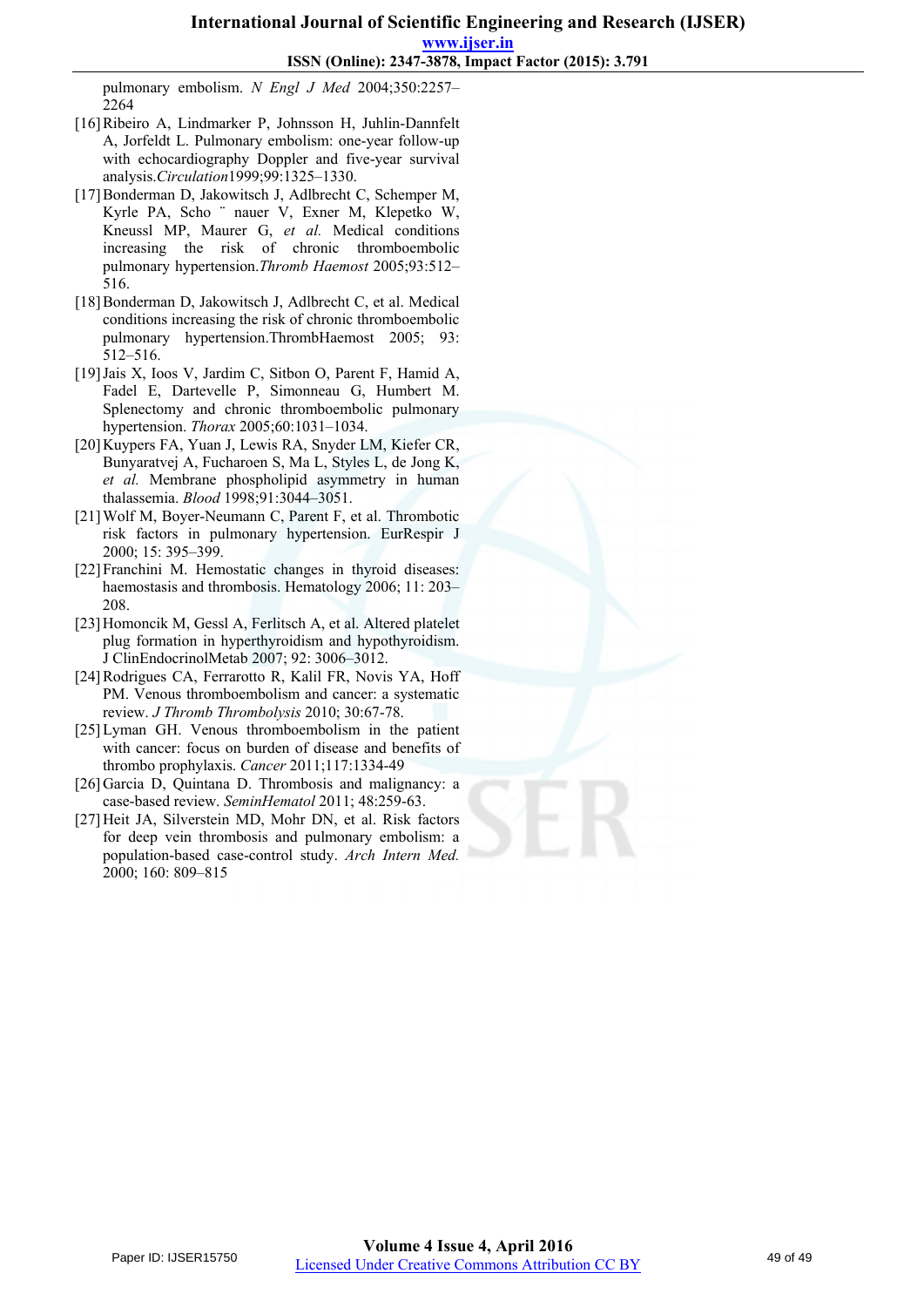pulmonary embolism. *N Engl J Med* 2004;350:2257–2264

[16] Ribeiro A, Lindmarker P, Johnsson H, Juhlin-Dannfelt A, Jorfeldt L. Pulmonary embolism: one-year follow-up with echocardiography Doppler and five-year survival analysis.*Circulation*1999;99:1325–1330.

[17] Bonderman D, Jakowitsch J, Adlbrecht C, Schemper M, Kyrle PA, Scho ¨ nauer V, Exner M, Klepetko W, Kneussl MP, Maurer G, *et al.* Medical conditions increasing the risk of chronic thromboembolic pulmonary hypertension.*Thromb Haemost* 2005;93:512–516.

[18] Bonderman D, Jakowitsch J, Adlbrecht C, et al. Medical conditions increasing the risk of chronic thromboembolic pulmonary hypertension.ThrombHaemost 2005; 93: 512–516.

[19] Jais X, Ioos V, Jardim C, Sitbon O, Parent F, Hamid A, Fadel E, Dartevelle P, Simonneau G, Humbert M. Splenectomy and chronic thromboembolic pulmonary hypertension. *Thorax* 2005;60:1031–1034.

[20] Kuypers FA, Yuan J, Lewis RA, Snyder LM, Kiefer CR, Bunyaratvej A, Fucharoen S, Ma L, Styles L, de Jong K, *et al.* Membrane phospholipid asymmetry in human thalassemia. *Blood* 1998;91:3044–3051.

[21] Wolf M, Boyer-Neumann C, Parent F, et al. Thrombotic risk factors in pulmonary hypertension. EurRespir J 2000; 15: 395–399.

[22] Franchini M. Hemostatic changes in thyroid diseases: haemostasis and thrombosis. Hematology 2006; 11: 203–208.

[23] Homoncik M, Gessl A, Ferlitsch A, et al. Altered platelet plug formation in hyperthyroidism and hypothyroidism. J ClinEndocrinolMetab 2007; 92: 3006–3012.

[24] Rodrigues CA, Ferrarotto R, Kalil FR, Novis YA, Hoff PM. Venous thromboembolism and cancer: a systematic review. *J Thromb Thrombolysis* 2010; 30:67-78.

[25] Lyman GH. Venous thromboembolism in the patient with cancer: focus on burden of disease and benefits of thrombo prophylaxis. *Cancer* 2011;117:1334-49

[26] Garcia D, Quintana D. Thrombosis and malignancy: a case-based review. *SeminHematol* 2011; 48:259-63.

[27] Heit JA, Silverstein MD, Mohr DN, et al. Risk factors for deep vein thrombosis and pulmonary embolism: a population-based case-control study. *Arch Intern Med.* 2000; 160: 809–815